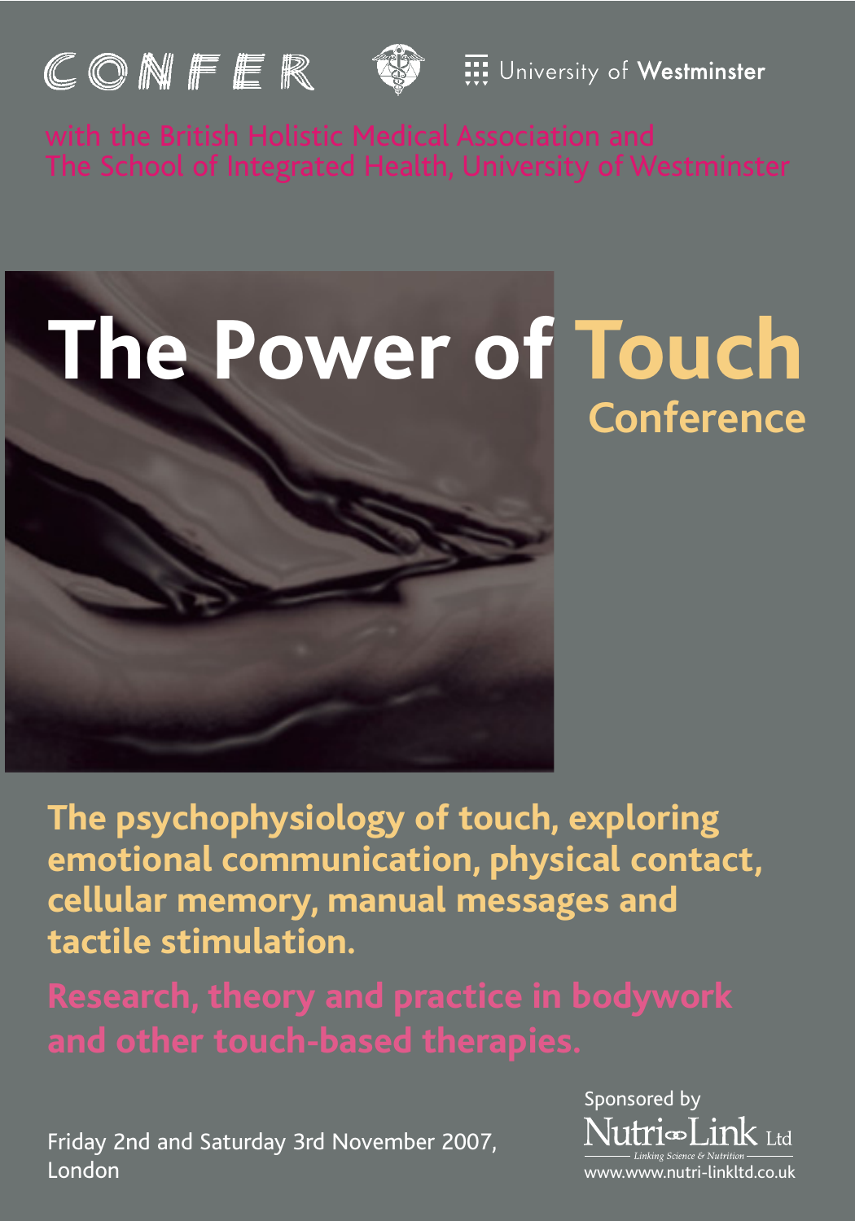CONFER

University of Westminster

with the British Holistic Medical Association and
The School of Integrated Health, University of Westminster

# The Power of Touch

## Conference

**The psychophysiology of touch, exploring emotional communication, physical contact, cellular memory, manual messages and tactile stimulation.**

**Research, theory and practice in bodywork and other touch-based therapies.**

Friday 2nd and Saturday 3rd November 2007,
London

Sponsored by
Nutri-Link Ltd
Linking Science & Nutrition
www.www.nutri-linkltd.co.uk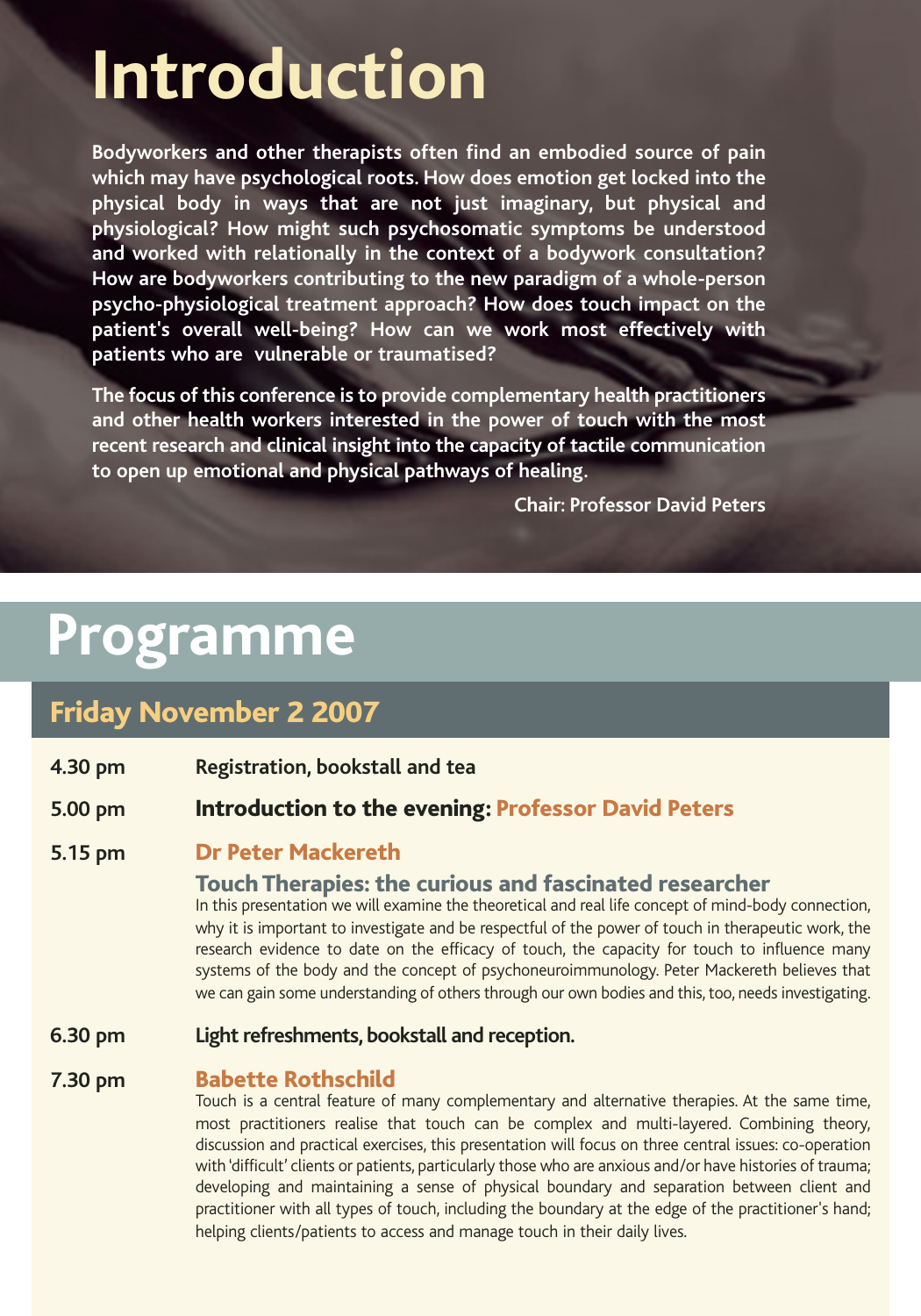# Introduction

**Bodyworkers and other therapists often find an embodied source of pain which may have psychological roots. How does emotion get locked into the physical body in ways that are not just imaginary, but physical and physiological? How might such psychosomatic symptoms be understood and worked with relationally in the context of a bodywork consultation? How are bodyworkers contributing to the new paradigm of a whole-person psycho-physiological treatment approach? How does touch impact on the patient's overall well-being? How can we work most effectively with patients who are vulnerable or traumatised?**

**The focus of this conference is to provide complementary health practitioners and other health workers interested in the power of touch with the most recent research and clinical insight into the capacity of tactile communication to open up emotional and physical pathways of healing.**

**Chair: Professor David Peters**

# Programme

## Friday November 2 2007

**4.30 pm** — **Registration, bookstall and tea**

**5.00 pm** — **Introduction to the evening: Professor David Peters**

**5.15 pm** — **Dr Peter Mackereth**

### Touch Therapies: the curious and fascinated researcher

In this presentation we will examine the theoretical and real life concept of mind-body connection, why it is important to investigate and be respectful of the power of touch in therapeutic work, the research evidence to date on the efficacy of touch, the capacity for touch to influence many systems of the body and the concept of psychoneuroimmunology. Peter Mackereth believes that we can gain some understanding of others through our own bodies and this, too, needs investigating.

**6.30 pm** — **Light refreshments, bookstall and reception.**

**7.30 pm** — **Babette Rothschild**

Touch is a central feature of many complementary and alternative therapies. At the same time, most practitioners realise that touch can be complex and multi-layered. Combining theory, discussion and practical exercises, this presentation will focus on three central issues: co-operation with 'difficult' clients or patients, particularly those who are anxious and/or have histories of trauma; developing and maintaining a sense of physical boundary and separation between client and practitioner with all types of touch, including the boundary at the edge of the practitioner's hand; helping clients/patients to access and manage touch in their daily lives.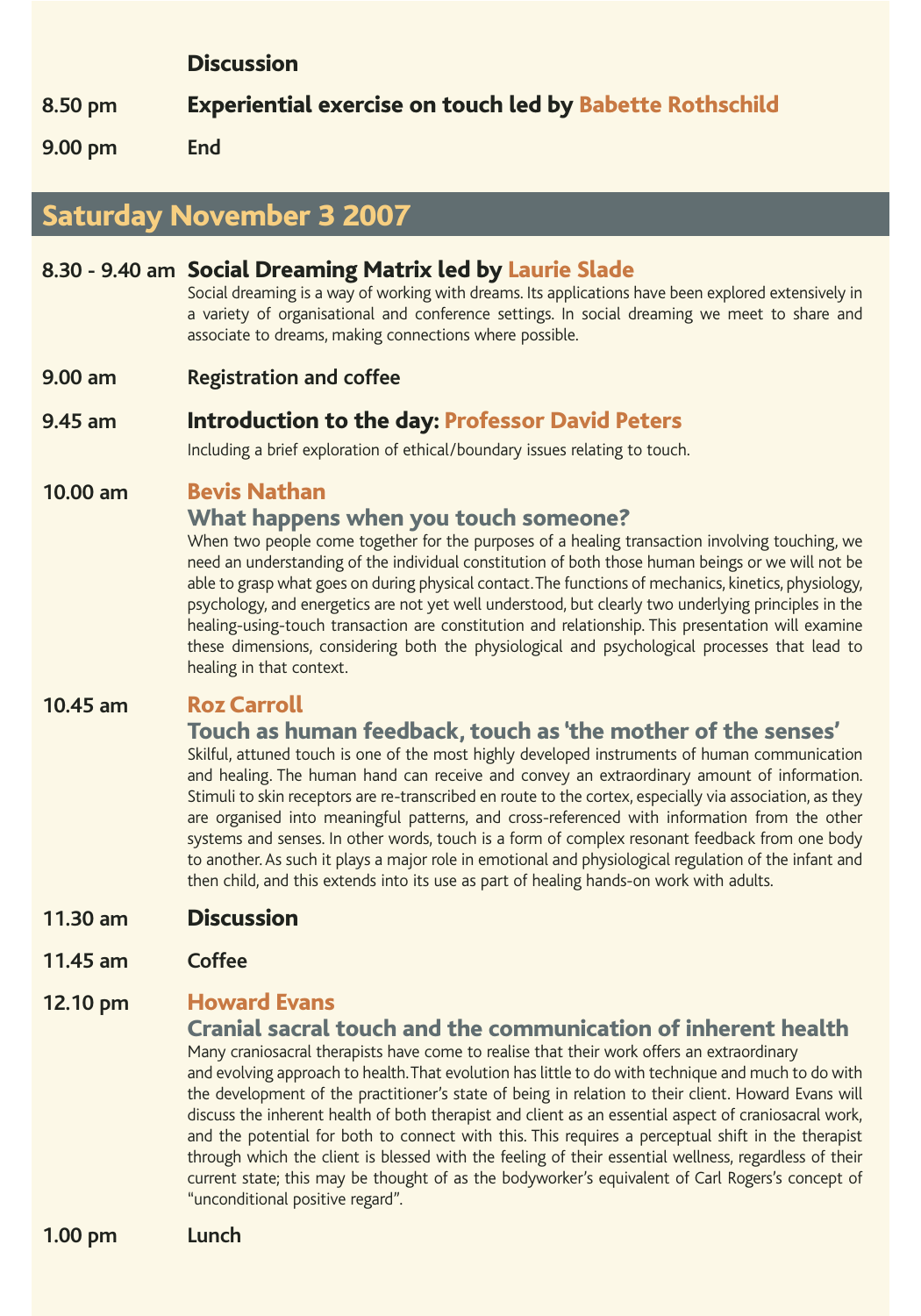**Discussion**

**8.50 pm** — **Experiential exercise on touch led by Babette Rothschild**

**9.00 pm** — **End**

## Saturday November 3 2007

**8.30 - 9.40 am** — **Social Dreaming Matrix led by Laurie Slade**

Social dreaming is a way of working with dreams. Its applications have been explored extensively in a variety of organisational and conference settings. In social dreaming we meet to share and associate to dreams, making connections where possible.

**9.00 am** — **Registration and coffee**

**9.45 am** — **Introduction to the day: Professor David Peters**

Including a brief exploration of ethical/boundary issues relating to touch.

**10.00 am** — **Bevis Nathan**

### What happens when you touch someone?

When two people come together for the purposes of a healing transaction involving touching, we need an understanding of the individual constitution of both those human beings or we will not be able to grasp what goes on during physical contact. The functions of mechanics, kinetics, physiology, psychology, and energetics are not yet well understood, but clearly two underlying principles in the healing-using-touch transaction are constitution and relationship. This presentation will examine these dimensions, considering both the physiological and psychological processes that lead to healing in that context.

**10.45 am** — **Roz Carroll**

### Touch as human feedback, touch as 'the mother of the senses'

Skilful, attuned touch is one of the most highly developed instruments of human communication and healing. The human hand can receive and convey an extraordinary amount of information. Stimuli to skin receptors are re-transcribed en route to the cortex, especially via association, as they are organised into meaningful patterns, and cross-referenced with information from the other systems and senses. In other words, touch is a form of complex resonant feedback from one body to another. As such it plays a major role in emotional and physiological regulation of the infant and then child, and this extends into its use as part of healing hands-on work with adults.

**11.30 am** — **Discussion**

**11.45 am** — **Coffee**

**12.10 pm** — **Howard Evans**

### Cranial sacral touch and the communication of inherent health

Many craniosacral therapists have come to realise that their work offers an extraordinary and evolving approach to health. That evolution has little to do with technique and much to do with the development of the practitioner's state of being in relation to their client. Howard Evans will discuss the inherent health of both therapist and client as an essential aspect of craniosacral work, and the potential for both to connect with this. This requires a perceptual shift in the therapist through which the client is blessed with the feeling of their essential wellness, regardless of their current state; this may be thought of as the bodyworker's equivalent of Carl Rogers's concept of "unconditional positive regard".

**1.00 pm** — **Lunch**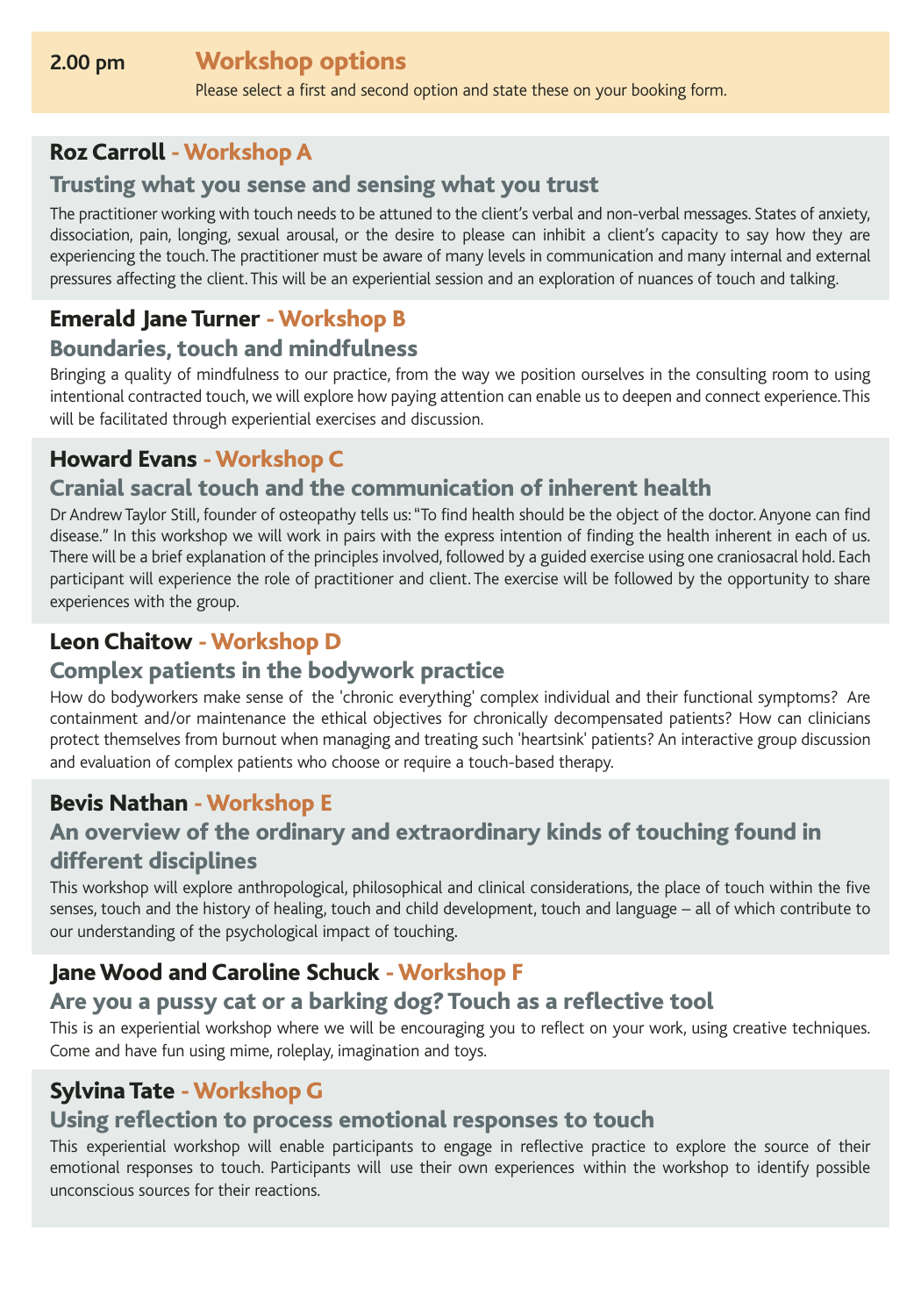## 2.00 pm — Workshop options

Please select a first and second option and state these on your booking form.

### Roz Carroll - Workshop A

#### Trusting what you sense and sensing what you trust

The practitioner working with touch needs to be attuned to the client's verbal and non-verbal messages. States of anxiety, dissociation, pain, longing, sexual arousal, or the desire to please can inhibit a client's capacity to say how they are experiencing the touch. The practitioner must be aware of many levels in communication and many internal and external pressures affecting the client. This will be an experiential session and an exploration of nuances of touch and talking.

### Emerald Jane Turner - Workshop B

#### Boundaries, touch and mindfulness

Bringing a quality of mindfulness to our practice, from the way we position ourselves in the consulting room to using intentional contracted touch, we will explore how paying attention can enable us to deepen and connect experience. This will be facilitated through experiential exercises and discussion.

### Howard Evans - Workshop C

#### Cranial sacral touch and the communication of inherent health

Dr Andrew Taylor Still, founder of osteopathy tells us: "To find health should be the object of the doctor. Anyone can find disease." In this workshop we will work in pairs with the express intention of finding the health inherent in each of us. There will be a brief explanation of the principles involved, followed by a guided exercise using one craniosacral hold. Each participant will experience the role of practitioner and client. The exercise will be followed by the opportunity to share experiences with the group.

### Leon Chaitow - Workshop D

#### Complex patients in the bodywork practice

How do bodyworkers make sense of the 'chronic everything' complex individual and their functional symptoms? Are containment and/or maintenance the ethical objectives for chronically decompensated patients? How can clinicians protect themselves from burnout when managing and treating such 'heartsink' patients? An interactive group discussion and evaluation of complex patients who choose or require a touch-based therapy.

### Bevis Nathan - Workshop E

#### An overview of the ordinary and extraordinary kinds of touching found in different disciplines

This workshop will explore anthropological, philosophical and clinical considerations, the place of touch within the five senses, touch and the history of healing, touch and child development, touch and language – all of which contribute to our understanding of the psychological impact of touching.

### Jane Wood and Caroline Schuck - Workshop F

#### Are you a pussy cat or a barking dog? Touch as a reflective tool

This is an experiential workshop where we will be encouraging you to reflect on your work, using creative techniques. Come and have fun using mime, roleplay, imagination and toys.

### Sylvina Tate - Workshop G

#### Using reflection to process emotional responses to touch

This experiential workshop will enable participants to engage in reflective practice to explore the source of their emotional responses to touch. Participants will use their own experiences within the workshop to identify possible unconscious sources for their reactions.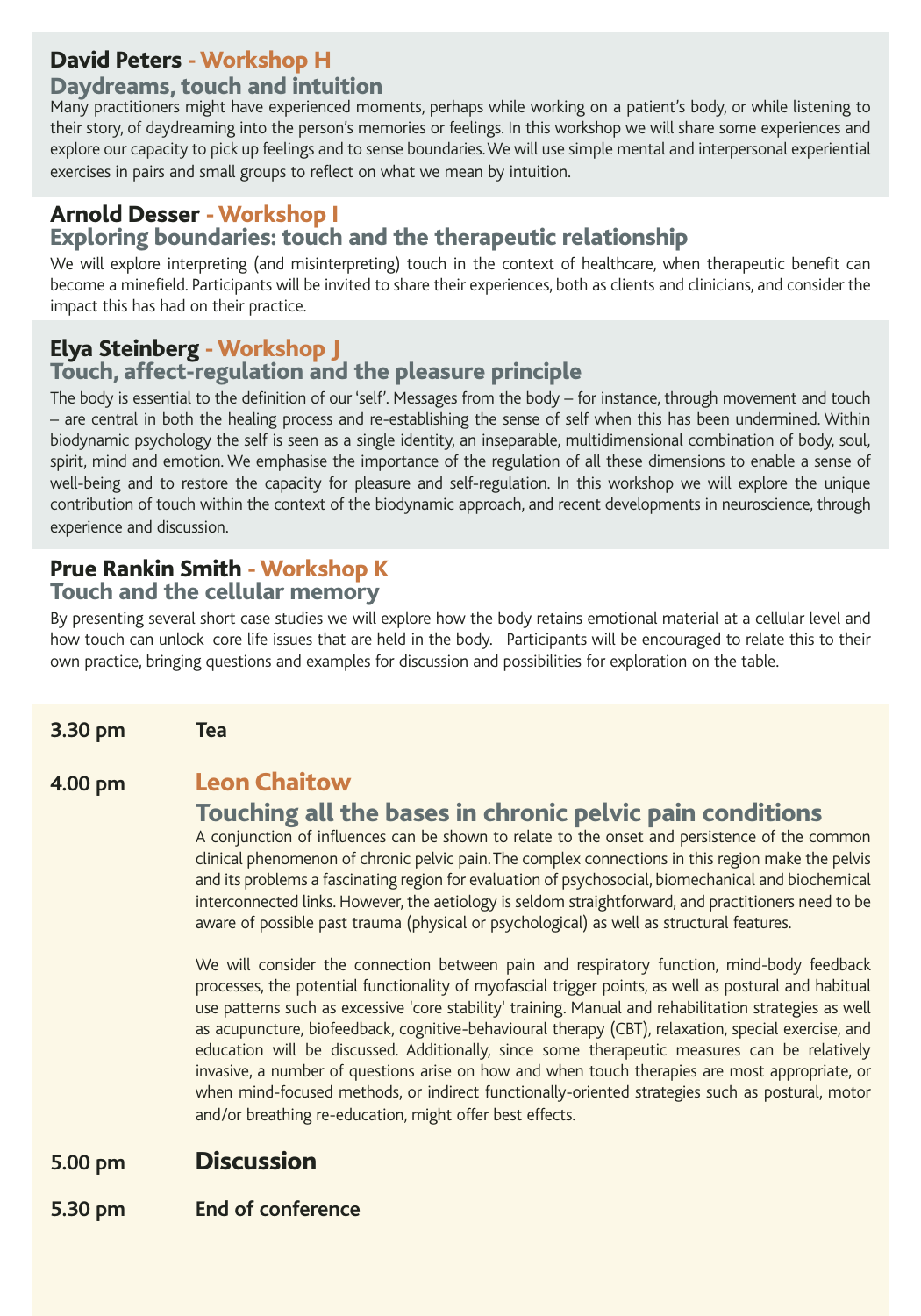## David Peters - Workshop H

### Daydreams, touch and intuition

Many practitioners might have experienced moments, perhaps while working on a patient's body, or while listening to their story, of daydreaming into the person's memories or feelings. In this workshop we will share some experiences and explore our capacity to pick up feelings and to sense boundaries. We will use simple mental and interpersonal experiential exercises in pairs and small groups to reflect on what we mean by intuition.

## Arnold Desser - Workshop I

### Exploring boundaries: touch and the therapeutic relationship

We will explore interpreting (and misinterpreting) touch in the context of healthcare, when therapeutic benefit can become a minefield. Participants will be invited to share their experiences, both as clients and clinicians, and consider the impact this has had on their practice.

## Elya Steinberg - Workshop J

### Touch, affect-regulation and the pleasure principle

The body is essential to the definition of our 'self'. Messages from the body – for instance, through movement and touch – are central in both the healing process and re-establishing the sense of self when this has been undermined. Within biodynamic psychology the self is seen as a single identity, an inseparable, multidimensional combination of body, soul, spirit, mind and emotion. We emphasise the importance of the regulation of all these dimensions to enable a sense of well-being and to restore the capacity for pleasure and self-regulation. In this workshop we will explore the unique contribution of touch within the context of the biodynamic approach, and recent developments in neuroscience, through experience and discussion.

## Prue Rankin Smith - Workshop K

### Touch and the cellular memory

By presenting several short case studies we will explore how the body retains emotional material at a cellular level and how touch can unlock core life issues that are held in the body. Participants will be encouraged to relate this to their own practice, bringing questions and examples for discussion and possibilities for exploration on the table.

**3.30 pm** **Tea**

**4.00 pm** **Leon Chaitow**

### Touching all the bases in chronic pelvic pain conditions

A conjunction of influences can be shown to relate to the onset and persistence of the common clinical phenomenon of chronic pelvic pain. The complex connections in this region make the pelvis and its problems a fascinating region for evaluation of psychosocial, biomechanical and biochemical interconnected links. However, the aetiology is seldom straightforward, and practitioners need to be aware of possible past trauma (physical or psychological) as well as structural features.

We will consider the connection between pain and respiratory function, mind-body feedback processes, the potential functionality of myofascial trigger points, as well as postural and habitual use patterns such as excessive 'core stability' training. Manual and rehabilitation strategies as well as acupuncture, biofeedback, cognitive-behavioural therapy (CBT), relaxation, special exercise, and education will be discussed. Additionally, since some therapeutic measures can be relatively invasive, a number of questions arise on how and when touch therapies are most appropriate, or when mind-focused methods, or indirect functionally-oriented strategies such as postural, motor and/or breathing re-education, might offer best effects.

**5.00 pm** **Discussion**

**5.30 pm** **End of conference**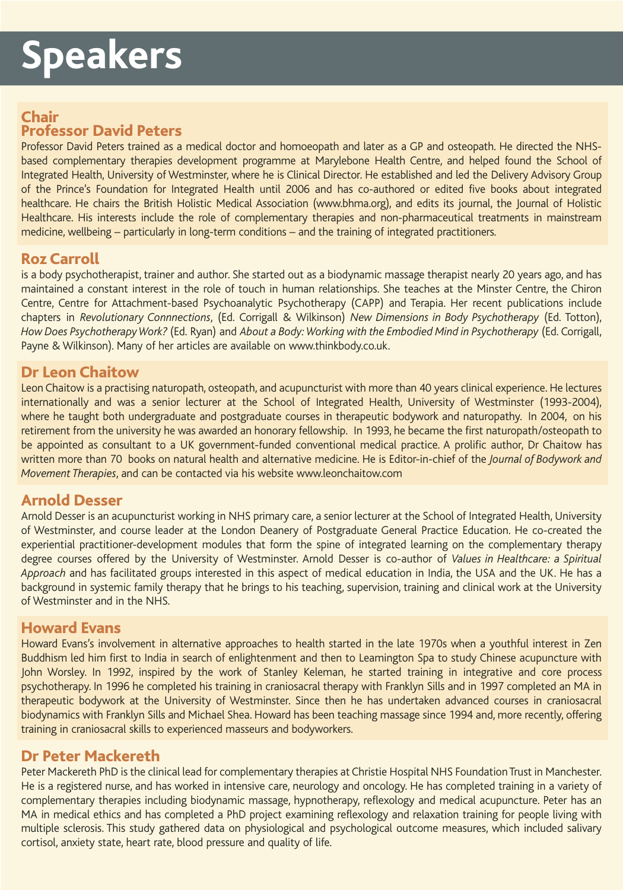# Speakers

## Chair
## Professor David Peters

Professor David Peters trained as a medical doctor and homoeopath and later as a GP and osteopath. He directed the NHS-based complementary therapies development programme at Marylebone Health Centre, and helped found the School of Integrated Health, University of Westminster, where he is Clinical Director. He established and led the Delivery Advisory Group of the Prince's Foundation for Integrated Health until 2006 and has co-authored or edited five books about integrated healthcare. He chairs the British Holistic Medical Association (www.bhma.org), and edits its journal, the Journal of Holistic Healthcare. His interests include the role of complementary therapies and non-pharmaceutical treatments in mainstream medicine, wellbeing – particularly in long-term conditions – and the training of integrated practitioners.

## Roz Carroll

is a body psychotherapist, trainer and author. She started out as a biodynamic massage therapist nearly 20 years ago, and has maintained a constant interest in the role of touch in human relationships. She teaches at the Minster Centre, the Chiron Centre, Centre for Attachment-based Psychoanalytic Psychotherapy (CAPP) and Terapia. Her recent publications include chapters in *Revolutionary Connnections*, (Ed. Corrigall & Wilkinson) *New Dimensions in Body Psychotherapy* (Ed. Totton), *How Does Psychotherapy Work?* (Ed. Ryan) and *About a Body: Working with the Embodied Mind in Psychotherapy* (Ed. Corrigall, Payne & Wilkinson). Many of her articles are available on www.thinkbody.co.uk.

## Dr Leon Chaitow

Leon Chaitow is a practising naturopath, osteopath, and acupuncturist with more than 40 years clinical experience. He lectures internationally and was a senior lecturer at the School of Integrated Health, University of Westminster (1993-2004), where he taught both undergraduate and postgraduate courses in therapeutic bodywork and naturopathy. In 2004, on his retirement from the university he was awarded an honorary fellowship. In 1993, he became the first naturopath/osteopath to be appointed as consultant to a UK government-funded conventional medical practice. A prolific author, Dr Chaitow has written more than 70 books on natural health and alternative medicine. He is Editor-in-chief of the *Journal of Bodywork and Movement Therapies*, and can be contacted via his website www.leonchaitow.com

## Arnold Desser

Arnold Desser is an acupuncturist working in NHS primary care, a senior lecturer at the School of Integrated Health, University of Westminster, and course leader at the London Deanery of Postgraduate General Practice Education. He co-created the experiential practitioner-development modules that form the spine of integrated learning on the complementary therapy degree courses offered by the University of Westminster. Arnold Desser is co-author of *Values in Healthcare: a Spiritual Approach* and has facilitated groups interested in this aspect of medical education in India, the USA and the UK. He has a background in systemic family therapy that he brings to his teaching, supervision, training and clinical work at the University of Westminster and in the NHS.

## Howard Evans

Howard Evans's involvement in alternative approaches to health started in the late 1970s when a youthful interest in Zen Buddhism led him first to India in search of enlightenment and then to Leamington Spa to study Chinese acupuncture with John Worsley. In 1992, inspired by the work of Stanley Keleman, he started training in integrative and core process psychotherapy. In 1996 he completed his training in craniosacral therapy with Franklyn Sills and in 1997 completed an MA in therapeutic bodywork at the University of Westminster. Since then he has undertaken advanced courses in craniosacral biodynamics with Franklyn Sills and Michael Shea. Howard has been teaching massage since 1994 and, more recently, offering training in craniosacral skills to experienced masseurs and bodyworkers.

## Dr Peter Mackereth

Peter Mackereth PhD is the clinical lead for complementary therapies at Christie Hospital NHS Foundation Trust in Manchester. He is a registered nurse, and has worked in intensive care, neurology and oncology. He has completed training in a variety of complementary therapies including biodynamic massage, hypnotherapy, reflexology and medical acupuncture. Peter has an MA in medical ethics and has completed a PhD project examining reflexology and relaxation training for people living with multiple sclerosis. This study gathered data on physiological and psychological outcome measures, which included salivary cortisol, anxiety state, heart rate, blood pressure and quality of life.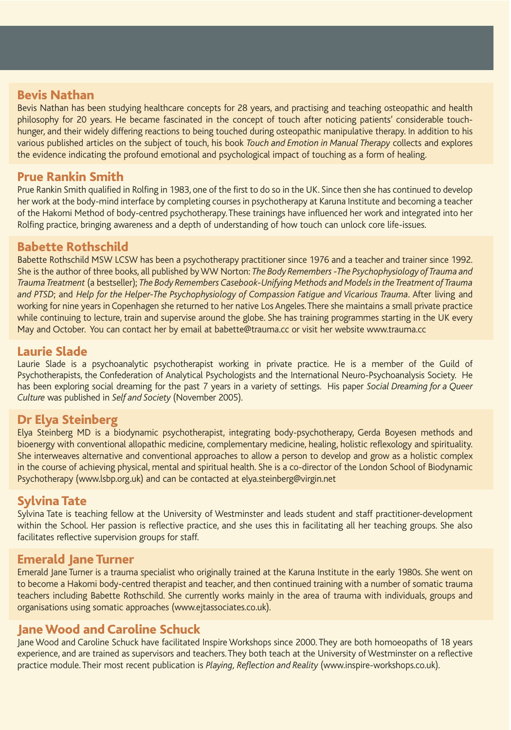## Bevis Nathan

Bevis Nathan has been studying healthcare concepts for 28 years, and practising and teaching osteopathic and health philosophy for 20 years. He became fascinated in the concept of touch after noticing patients' considerable touch-hunger, and their widely differing reactions to being touched during osteopathic manipulative therapy. In addition to his various published articles on the subject of touch, his book *Touch and Emotion in Manual Therapy* collects and explores the evidence indicating the profound emotional and psychological impact of touching as a form of healing.

## Prue Rankin Smith

Prue Rankin Smith qualified in Rolfing in 1983, one of the first to do so in the UK. Since then she has continued to develop her work at the body-mind interface by completing courses in psychotherapy at Karuna Institute and becoming a teacher of the Hakomi Method of body-centred psychotherapy. These trainings have influenced her work and integrated into her Rolfing practice, bringing awareness and a depth of understanding of how touch can unlock core life-issues.

## Babette Rothschild

Babette Rothschild MSW LCSW has been a psychotherapy practitioner since 1976 and a teacher and trainer since 1992. She is the author of three books, all published by WW Norton: *The Body Remembers -The Psychophysiology of Trauma and Trauma Treatment* (a bestseller); *The Body Remembers Casebook-Unifying Methods and Models in the Treatment of Trauma and PTSD*; and *Help for the Helper-The Psychophysiology of Compassion Fatigue and Vicarious Trauma*. After living and working for nine years in Copenhagen she returned to her native Los Angeles. There she maintains a small private practice while continuing to lecture, train and supervise around the globe. She has training programmes starting in the UK every May and October. You can contact her by email at babette@trauma.cc or visit her website www.trauma.cc

## Laurie Slade

Laurie Slade is a psychoanalytic psychotherapist working in private practice. He is a member of the Guild of Psychotherapists, the Confederation of Analytical Psychologists and the International Neuro-Psychoanalysis Society. He has been exploring social dreaming for the past 7 years in a variety of settings. His paper *Social Dreaming for a Queer Culture* was published in *Self and Society* (November 2005).

## Dr Elya Steinberg

Elya Steinberg MD is a biodynamic psychotherapist, integrating body-psychotherapy, Gerda Boyesen methods and bioenergy with conventional allopathic medicine, complementary medicine, healing, holistic reflexology and spirituality. She interweaves alternative and conventional approaches to allow a person to develop and grow as a holistic complex in the course of achieving physical, mental and spiritual health. She is a co-director of the London School of Biodynamic Psychotherapy (www.lsbp.org.uk) and can be contacted at elya.steinberg@virgin.net

## Sylvina Tate

Sylvina Tate is teaching fellow at the University of Westminster and leads student and staff practitioner-development within the School. Her passion is reflective practice, and she uses this in facilitating all her teaching groups. She also facilitates reflective supervision groups for staff.

## Emerald Jane Turner

Emerald Jane Turner is a trauma specialist who originally trained at the Karuna Institute in the early 1980s. She went on to become a Hakomi body-centred therapist and teacher, and then continued training with a number of somatic trauma teachers including Babette Rothschild. She currently works mainly in the area of trauma with individuals, groups and organisations using somatic approaches (www.ejtassociates.co.uk).

## Jane Wood and Caroline Schuck

Jane Wood and Caroline Schuck have facilitated Inspire Workshops since 2000. They are both homoeopaths of 18 years experience, and are trained as supervisors and teachers. They both teach at the University of Westminster on a reflective practice module. Their most recent publication is *Playing, Reflection and Reality* (www.inspire-workshops.co.uk).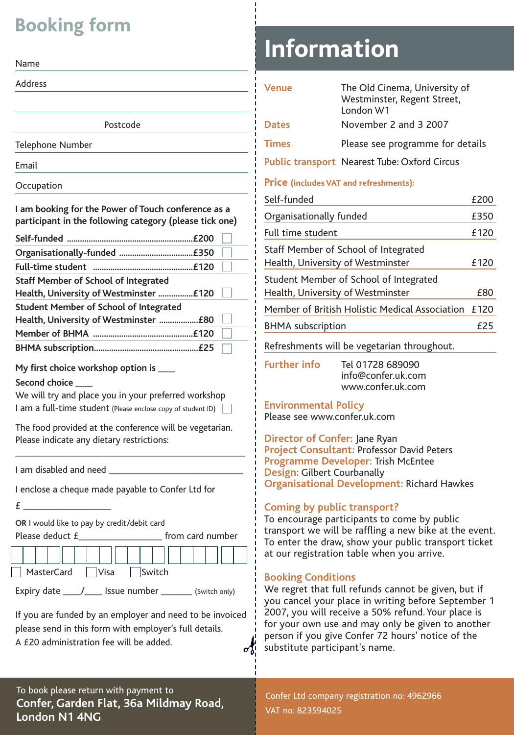# Booking form

Name

Address

Postcode

Telephone Number

Email

Occupation

**I am booking for the Power of Touch conference as a participant in the following category (please tick one)**

| | | |
|---|---|---|
| **Self-funded** | **£200** | ☐ |
| **Organisationally-funded** | **£350** | ☐ |
| **Full-time student** | **£120** | ☐ |
| **Staff Member of School of Integrated Health, University of Westminster** | **£120** | ☐ |
| **Student Member of School of Integrated Health, University of Westminster** | **£80** | ☐ |
| **Member of BHMA** | **£120** | ☐ |
| **BHMA subscription** | **£25** | ☐ |

**My first choice workshop option is ____**

**Second choice ____**

We will try and place you in your preferred workshop

I am a full-time student (Please enclose copy of student ID) ☐

The food provided at the conference will be vegetarian. Please indicate any dietary restrictions:

______________________________

I am disabled and need ______________________________

I enclose a cheque made payable to Confer Ltd for

£ __________________

**OR** I would like to pay by credit/debit card

Please deduct £__________________ from card number

☐ MasterCard ☐ Visa ☐ Switch

Expiry date ____/____ Issue number _______ (Switch only)

If you are funded by an employer and need to be invoiced please send in this form with employer's full details. A £20 administration fee will be added.

To book please return with payment to
**Confer, Garden Flat, 36a Mildmay Road, London N1 4NG**

# Information

| | |
|---|---|
| **Venue** | The Old Cinema, University of Westminster, Regent Street, London W1 |
| **Dates** | November 2 and 3 2007 |
| **Times** | Please see programme for details |
| **Public transport** | Nearest Tube: Oxford Circus |

## Price (includes VAT and refreshments):

| | |
|---|---|
| Self-funded | £200 |
| Organisationally funded | £350 |
| Full time student | £120 |
| Staff Member of School of Integrated Health, University of Westminster | £120 |
| Student Member of School of Integrated Health, University of Westminster | £80 |
| Member of British Holistic Medical Association | £120 |
| BHMA subscription | £25 |

Refreshments will be vegetarian throughout.

**Further info**
Tel 01728 689090
info@confer.uk.com
www.confer.uk.com

## Environmental Policy

Please see www.confer.uk.com

**Director of Confer:** Jane Ryan
**Project Consultant:** Professor David Peters
**Programme Developer:** Trish McEntee
**Design:** Gilbert Courbanally
**Organisational Development:** Richard Hawkes

## Coming by public transport?

To encourage participants to come by public transport we will be raffling a new bike at the event. To enter the draw, show your public transport ticket at our registration table when you arrive.

## Booking Conditions

We regret that full refunds cannot be given, but if you cancel your place in writing before September 1 2007, you will receive a 50% refund. Your place is for your own use and may only be given to another person if you give Confer 72 hours' notice of the substitute participant's name.

Confer Ltd company registration no: 4962966
VAT no: 823594025